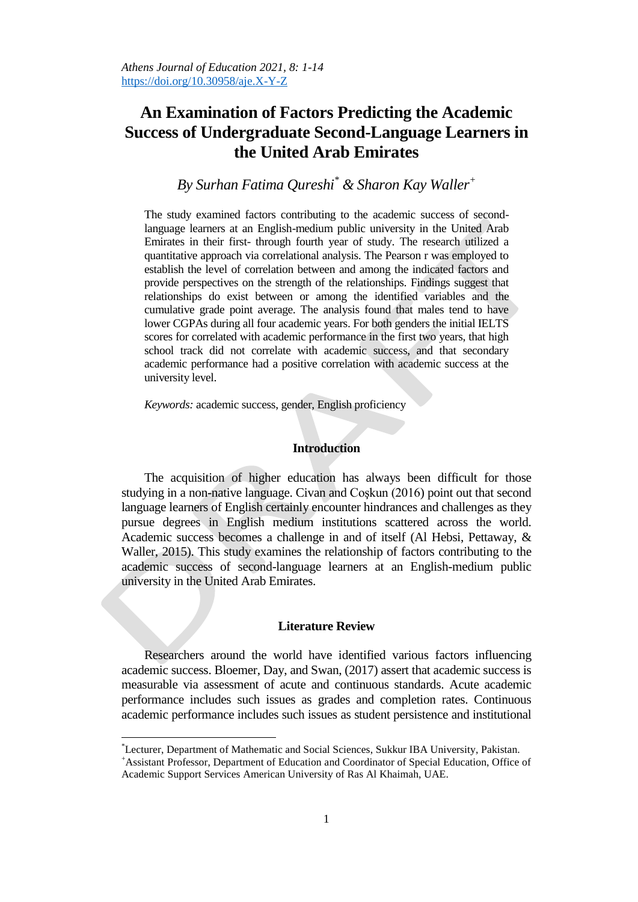# An Examination of Factors Predicting the Academic Success of Undergraduate Second-Language Learners in the United Arab Emirates

*By Surhan Fatima Qureshi*[*] *& Sharon Kay Waller*[+]

The study examined factors contributing to the academic success of second-language learners at an English-medium public university in the United Arab Emirates in their first- through fourth year of study. The research utilized a quantitative approach via correlational analysis. The Pearson r was employed to establish the level of correlation between and among the indicated factors and provide perspectives on the strength of the relationships. Findings suggest that relationships do exist between or among the identified variables and the cumulative grade point average. The analysis found that males tend to have lower CGPAs during all four academic years. For both genders the initial IELTS scores for correlated with academic performance in the first two years, that high school track did not correlate with academic success, and that secondary academic performance had a positive correlation with academic success at the university level.

*Keywords:* academic success, gender, English proficiency

## Introduction

The acquisition of higher education has always been difficult for those studying in a non-native language. Civan and Coşkun (2016) point out that second language learners of English certainly encounter hindrances and challenges as they pursue degrees in English medium institutions scattered across the world. Academic success becomes a challenge in and of itself (Al Hebsi, Pettaway, & Waller, 2015). This study examines the relationship of factors contributing to the academic success of second-language learners at an English-medium public university in the United Arab Emirates.

## Literature Review

Researchers around the world have identified various factors influencing academic success. Bloemer, Day, and Swan, (2017) assert that academic success is measurable via assessment of acute and continuous standards. Acute academic performance includes such issues as grades and completion rates. Continuous academic performance includes such issues as student persistence and institutional

---

[*] Lecturer, Department of Mathematic and Social Sciences, Sukkur IBA University, Pakistan.

[+] Assistant Professor, Department of Education and Coordinator of Special Education, Office of Academic Support Services American University of Ras Al Khaimah, UAE.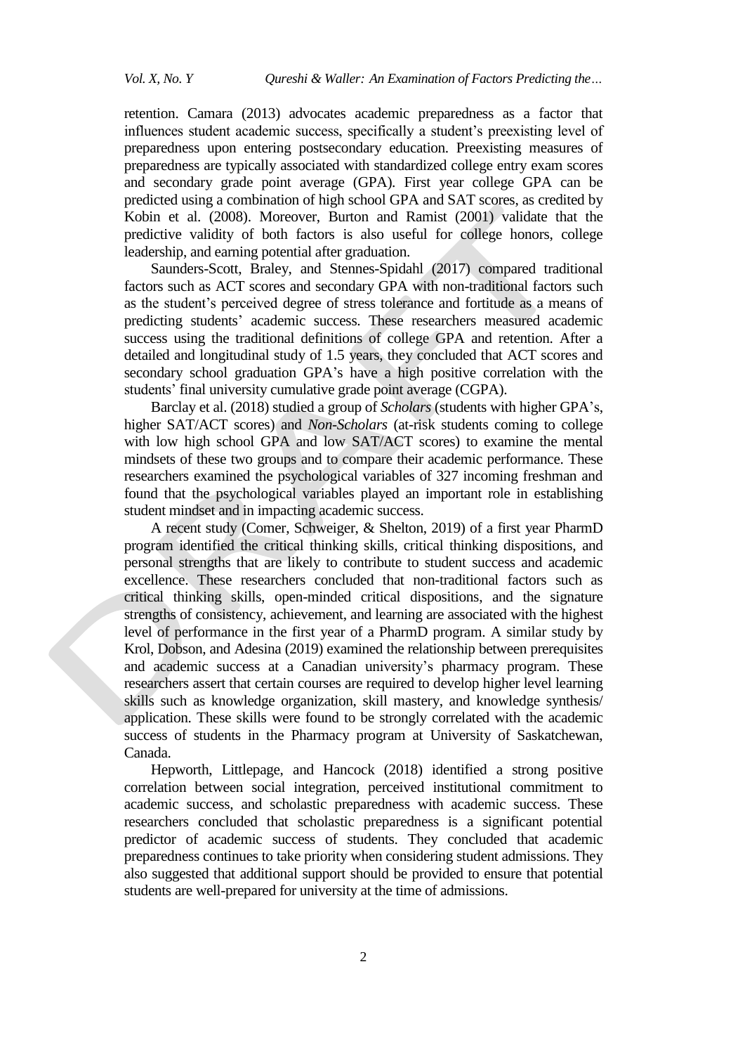retention. Camara (2013) advocates academic preparedness as a factor that influences student academic success, specifically a student's preexisting level of preparedness upon entering postsecondary education. Preexisting measures of preparedness are typically associated with standardized college entry exam scores and secondary grade point average (GPA). First year college GPA can be predicted using a combination of high school GPA and SAT scores, as credited by Kobin et al. (2008). Moreover, Burton and Ramist (2001) validate that the predictive validity of both factors is also useful for college honors, college leadership, and earning potential after graduation.

Saunders-Scott, Braley, and Stennes-Spidahl (2017) compared traditional factors such as ACT scores and secondary GPA with non-traditional factors such as the student's perceived degree of stress tolerance and fortitude as a means of predicting students' academic success. These researchers measured academic success using the traditional definitions of college GPA and retention. After a detailed and longitudinal study of 1.5 years, they concluded that ACT scores and secondary school graduation GPA's have a high positive correlation with the students' final university cumulative grade point average (CGPA).

Barclay et al. (2018) studied a group of *Scholars* (students with higher GPA's, higher SAT/ACT scores) and *Non-Scholars* (at-risk students coming to college with low high school GPA and low SAT/ACT scores) to examine the mental mindsets of these two groups and to compare their academic performance. These researchers examined the psychological variables of 327 incoming freshman and found that the psychological variables played an important role in establishing student mindset and in impacting academic success.

A recent study (Comer, Schweiger, & Shelton, 2019) of a first year PharmD program identified the critical thinking skills, critical thinking dispositions, and personal strengths that are likely to contribute to student success and academic excellence. These researchers concluded that non-traditional factors such as critical thinking skills, open-minded critical dispositions, and the signature strengths of consistency, achievement, and learning are associated with the highest level of performance in the first year of a PharmD program. A similar study by Krol, Dobson, and Adesina (2019) examined the relationship between prerequisites and academic success at a Canadian university's pharmacy program. These researchers assert that certain courses are required to develop higher level learning skills such as knowledge organization, skill mastery, and knowledge synthesis/ application. These skills were found to be strongly correlated with the academic success of students in the Pharmacy program at University of Saskatchewan, Canada.

Hepworth, Littlepage, and Hancock (2018) identified a strong positive correlation between social integration, perceived institutional commitment to academic success, and scholastic preparedness with academic success. These researchers concluded that scholastic preparedness is a significant potential predictor of academic success of students. They concluded that academic preparedness continues to take priority when considering student admissions. They also suggested that additional support should be provided to ensure that potential students are well-prepared for university at the time of admissions.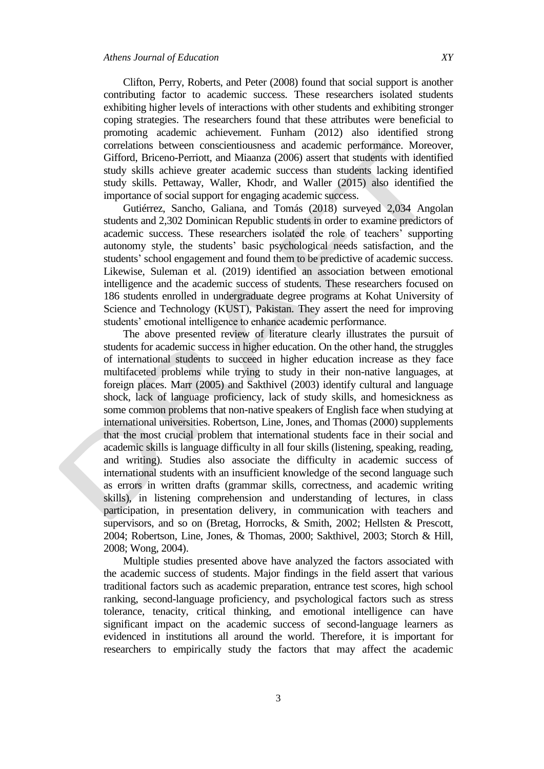Clifton, Perry, Roberts, and Peter (2008) found that social support is another contributing factor to academic success. These researchers isolated students exhibiting higher levels of interactions with other students and exhibiting stronger coping strategies. The researchers found that these attributes were beneficial to promoting academic achievement. Funham (2012) also identified strong correlations between conscientiousness and academic performance. Moreover, Gifford, Briceno-Perriott, and Miaanza (2006) assert that students with identified study skills achieve greater academic success than students lacking identified study skills. Pettaway, Waller, Khodr, and Waller (2015) also identified the importance of social support for engaging academic success.

Gutiérrez, Sancho, Galiana, and Tomás (2018) surveyed 2,034 Angolan students and 2,302 Dominican Republic students in order to examine predictors of academic success. These researchers isolated the role of teachers' supporting autonomy style, the students' basic psychological needs satisfaction, and the students' school engagement and found them to be predictive of academic success. Likewise, Suleman et al. (2019) identified an association between emotional intelligence and the academic success of students. These researchers focused on 186 students enrolled in undergraduate degree programs at Kohat University of Science and Technology (KUST), Pakistan. They assert the need for improving students' emotional intelligence to enhance academic performance.

The above presented review of literature clearly illustrates the pursuit of students for academic success in higher education. On the other hand, the struggles of international students to succeed in higher education increase as they face multifaceted problems while trying to study in their non-native languages, at foreign places. Marr (2005) and Sakthivel (2003) identify cultural and language shock, lack of language proficiency, lack of study skills, and homesickness as some common problems that non-native speakers of English face when studying at international universities. Robertson, Line, Jones, and Thomas (2000) supplements that the most crucial problem that international students face in their social and academic skills is language difficulty in all four skills (listening, speaking, reading, and writing). Studies also associate the difficulty in academic success of international students with an insufficient knowledge of the second language such as errors in written drafts (grammar skills, correctness, and academic writing skills), in listening comprehension and understanding of lectures, in class participation, in presentation delivery, in communication with teachers and supervisors, and so on (Bretag, Horrocks, & Smith, 2002; Hellsten & Prescott, 2004; Robertson, Line, Jones, & Thomas, 2000; Sakthivel, 2003; Storch & Hill, 2008; Wong, 2004).

Multiple studies presented above have analyzed the factors associated with the academic success of students. Major findings in the field assert that various traditional factors such as academic preparation, entrance test scores, high school ranking, second-language proficiency, and psychological factors such as stress tolerance, tenacity, critical thinking, and emotional intelligence can have significant impact on the academic success of second-language learners as evidenced in institutions all around the world. Therefore, it is important for researchers to empirically study the factors that may affect the academic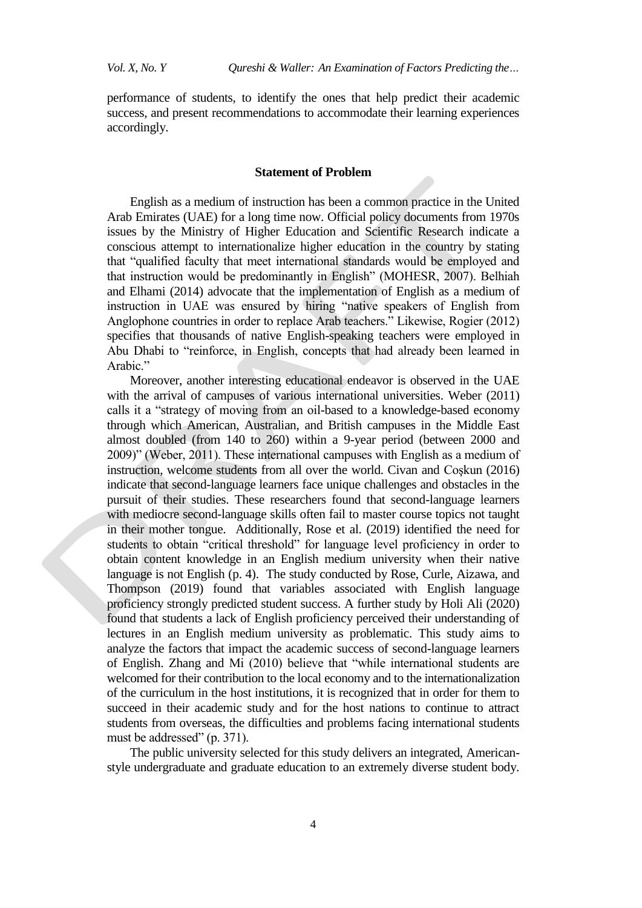performance of students, to identify the ones that help predict their academic success, and present recommendations to accommodate their learning experiences accordingly.

## Statement of Problem

English as a medium of instruction has been a common practice in the United Arab Emirates (UAE) for a long time now. Official policy documents from 1970s issues by the Ministry of Higher Education and Scientific Research indicate a conscious attempt to internationalize higher education in the country by stating that "qualified faculty that meet international standards would be employed and that instruction would be predominantly in English" (MOHESR, 2007). Belhiah and Elhami (2014) advocate that the implementation of English as a medium of instruction in UAE was ensured by hiring "native speakers of English from Anglophone countries in order to replace Arab teachers." Likewise, Rogier (2012) specifies that thousands of native English-speaking teachers were employed in Abu Dhabi to "reinforce, in English, concepts that had already been learned in Arabic."

Moreover, another interesting educational endeavor is observed in the UAE with the arrival of campuses of various international universities. Weber (2011) calls it a "strategy of moving from an oil-based to a knowledge-based economy through which American, Australian, and British campuses in the Middle East almost doubled (from 140 to 260) within a 9-year period (between 2000 and 2009)" (Weber, 2011). These international campuses with English as a medium of instruction, welcome students from all over the world. Civan and Coşkun (2016) indicate that second-language learners face unique challenges and obstacles in the pursuit of their studies. These researchers found that second-language learners with mediocre second-language skills often fail to master course topics not taught in their mother tongue. Additionally, Rose et al. (2019) identified the need for students to obtain "critical threshold" for language level proficiency in order to obtain content knowledge in an English medium university when their native language is not English (p. 4). The study conducted by Rose, Curle, Aizawa, and Thompson (2019) found that variables associated with English language proficiency strongly predicted student success. A further study by Holi Ali (2020) found that students a lack of English proficiency perceived their understanding of lectures in an English medium university as problematic. This study aims to analyze the factors that impact the academic success of second-language learners of English. Zhang and Mi (2010) believe that "while international students are welcomed for their contribution to the local economy and to the internationalization of the curriculum in the host institutions, it is recognized that in order for them to succeed in their academic study and for the host nations to continue to attract students from overseas, the difficulties and problems facing international students must be addressed" (p. 371).

The public university selected for this study delivers an integrated, American-style undergraduate and graduate education to an extremely diverse student body.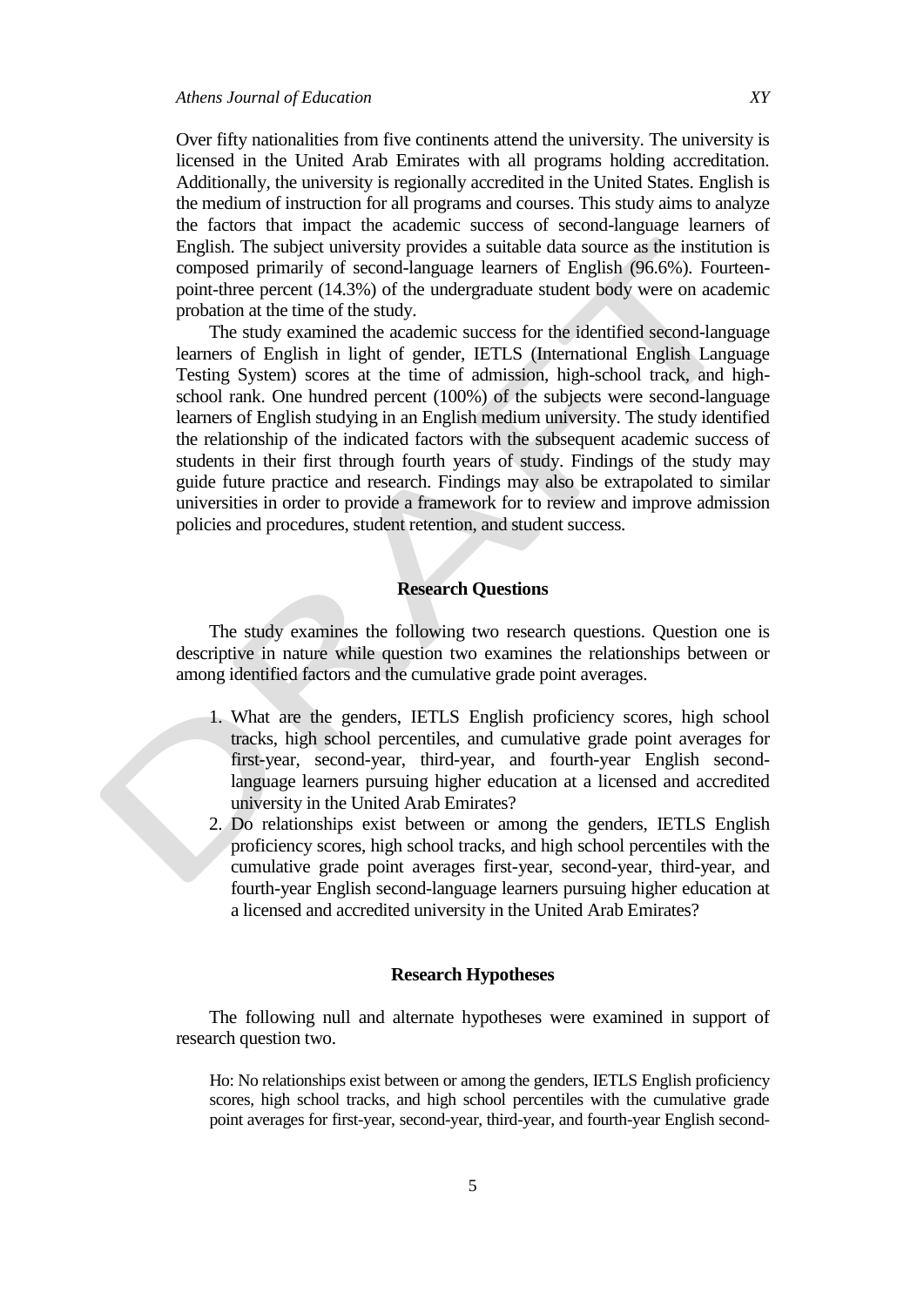Over fifty nationalities from five continents attend the university. The university is licensed in the United Arab Emirates with all programs holding accreditation. Additionally, the university is regionally accredited in the United States. English is the medium of instruction for all programs and courses. This study aims to analyze the factors that impact the academic success of second-language learners of English. The subject university provides a suitable data source as the institution is composed primarily of second-language learners of English (96.6%). Fourteen-point-three percent (14.3%) of the undergraduate student body were on academic probation at the time of the study.

The study examined the academic success for the identified second-language learners of English in light of gender, IETLS (International English Language Testing System) scores at the time of admission, high-school track, and high-school rank. One hundred percent (100%) of the subjects were second-language learners of English studying in an English medium university. The study identified the relationship of the indicated factors with the subsequent academic success of students in their first through fourth years of study. Findings of the study may guide future practice and research. Findings may also be extrapolated to similar universities in order to provide a framework for to review and improve admission policies and procedures, student retention, and student success.

## Research Questions

The study examines the following two research questions. Question one is descriptive in nature while question two examines the relationships between or among identified factors and the cumulative grade point averages.

1. What are the genders, IETLS English proficiency scores, high school tracks, high school percentiles, and cumulative grade point averages for first-year, second-year, third-year, and fourth-year English second-language learners pursuing higher education at a licensed and accredited university in the United Arab Emirates?
2. Do relationships exist between or among the genders, IETLS English proficiency scores, high school tracks, and high school percentiles with the cumulative grade point averages first-year, second-year, third-year, and fourth-year English second-language learners pursuing higher education at a licensed and accredited university in the United Arab Emirates?

## Research Hypotheses

The following null and alternate hypotheses were examined in support of research question two.

> Ho: No relationships exist between or among the genders, IETLS English proficiency scores, high school tracks, and high school percentiles with the cumulative grade point averages for first-year, second-year, third-year, and fourth-year English second-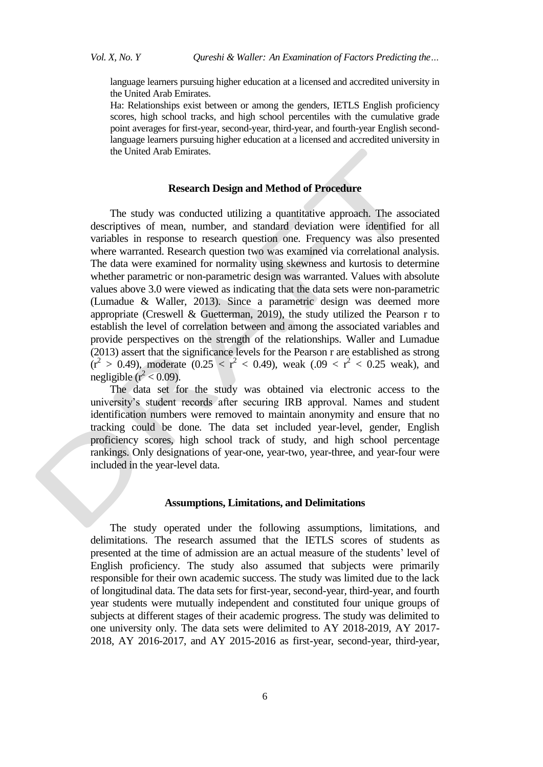language learners pursuing higher education at a licensed and accredited university in the United Arab Emirates.

Ha: Relationships exist between or among the genders, IETLS English proficiency scores, high school tracks, and high school percentiles with the cumulative grade point averages for first-year, second-year, third-year, and fourth-year English second-language learners pursuing higher education at a licensed and accredited university in the United Arab Emirates.

## Research Design and Method of Procedure

The study was conducted utilizing a quantitative approach. The associated descriptives of mean, number, and standard deviation were identified for all variables in response to research question one. Frequency was also presented where warranted. Research question two was examined via correlational analysis. The data were examined for normality using skewness and kurtosis to determine whether parametric or non-parametric design was warranted. Values with absolute values above 3.0 were viewed as indicating that the data sets were non-parametric (Lumadue & Waller, 2013). Since a parametric design was deemed more appropriate (Creswell & Guetterman, 2019), the study utilized the Pearson r to establish the level of correlation between and among the associated variables and provide perspectives on the strength of the relationships. Waller and Lumadue (2013) assert that the significance levels for the Pearson r are established as strong ($r^2 > 0.49$), moderate ($0.25 < r^2 < 0.49$), weak ($.09 < r^2 < 0.25$ weak), and negligible ($r^2 < 0.09$).

The data set for the study was obtained via electronic access to the university's student records after securing IRB approval. Names and student identification numbers were removed to maintain anonymity and ensure that no tracking could be done. The data set included year-level, gender, English proficiency scores, high school track of study, and high school percentage rankings. Only designations of year-one, year-two, year-three, and year-four were included in the year-level data.

## Assumptions, Limitations, and Delimitations

The study operated under the following assumptions, limitations, and delimitations. The research assumed that the IETLS scores of students as presented at the time of admission are an actual measure of the students' level of English proficiency. The study also assumed that subjects were primarily responsible for their own academic success. The study was limited due to the lack of longitudinal data. The data sets for first-year, second-year, third-year, and fourth year students were mutually independent and constituted four unique groups of subjects at different stages of their academic progress. The study was delimited to one university only. The data sets were delimited to AY 2018-2019, AY 2017-2018, AY 2016-2017, and AY 2015-2016 as first-year, second-year, third-year,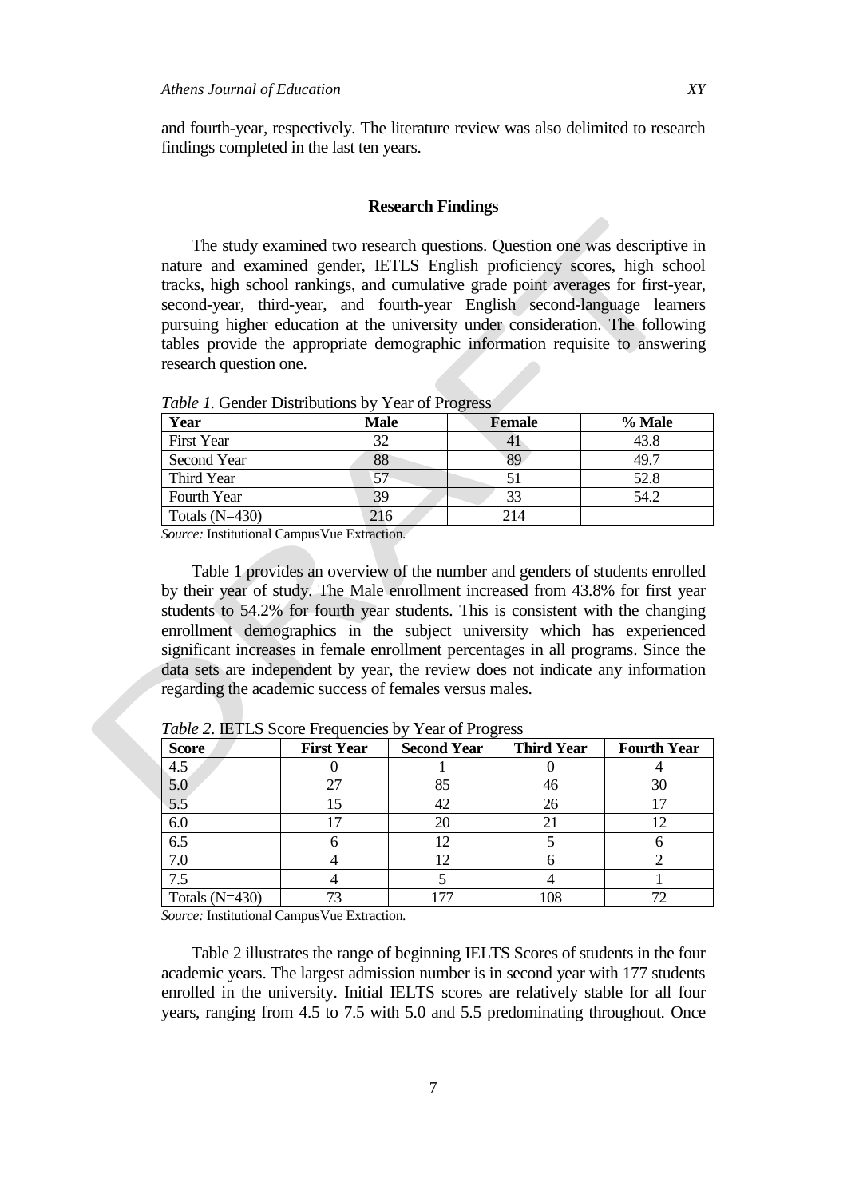and fourth-year, respectively. The literature review was also delimited to research findings completed in the last ten years.

## Research Findings

The study examined two research questions. Question one was descriptive in nature and examined gender, IETLS English proficiency scores, high school tracks, high school rankings, and cumulative grade point averages for first-year, second-year, third-year, and fourth-year English second-language learners pursuing higher education at the university under consideration. The following tables provide the appropriate demographic information requisite to answering research question one.

*Table 1.* Gender Distributions by Year of Progress

| Year | Male | Female | % Male |
|---|---|---|---|
| First Year | 32 | 41 | 43.8 |
| Second Year | 88 | 89 | 49.7 |
| Third Year | 57 | 51 | 52.8 |
| Fourth Year | 39 | 33 | 54.2 |
| Totals (N=430) | 216 | 214 | |

*Source:* Institutional CampusVue Extraction.

Table 1 provides an overview of the number and genders of students enrolled by their year of study. The Male enrollment increased from 43.8% for first year students to 54.2% for fourth year students. This is consistent with the changing enrollment demographics in the subject university which has experienced significant increases in female enrollment percentages in all programs. Since the data sets are independent by year, the review does not indicate any information regarding the academic success of females versus males.

*Table 2.* IETLS Score Frequencies by Year of Progress

| Score | First Year | Second Year | Third Year | Fourth Year |
|---|---|---|---|---|
| 4.5 | 0 | 1 | 0 | 4 |
| 5.0 | 27 | 85 | 46 | 30 |
| 5.5 | 15 | 42 | 26 | 17 |
| 6.0 | 17 | 20 | 21 | 12 |
| 6.5 | 6 | 12 | 5 | 6 |
| 7.0 | 4 | 12 | 6 | 2 |
| 7.5 | 4 | 5 | 4 | 1 |
| Totals (N=430) | 73 | 177 | 108 | 72 |

*Source:* Institutional CampusVue Extraction.

Table 2 illustrates the range of beginning IELTS Scores of students in the four academic years. The largest admission number is in second year with 177 students enrolled in the university. Initial IELTS scores are relatively stable for all four years, ranging from 4.5 to 7.5 with 5.0 and 5.5 predominating throughout. Once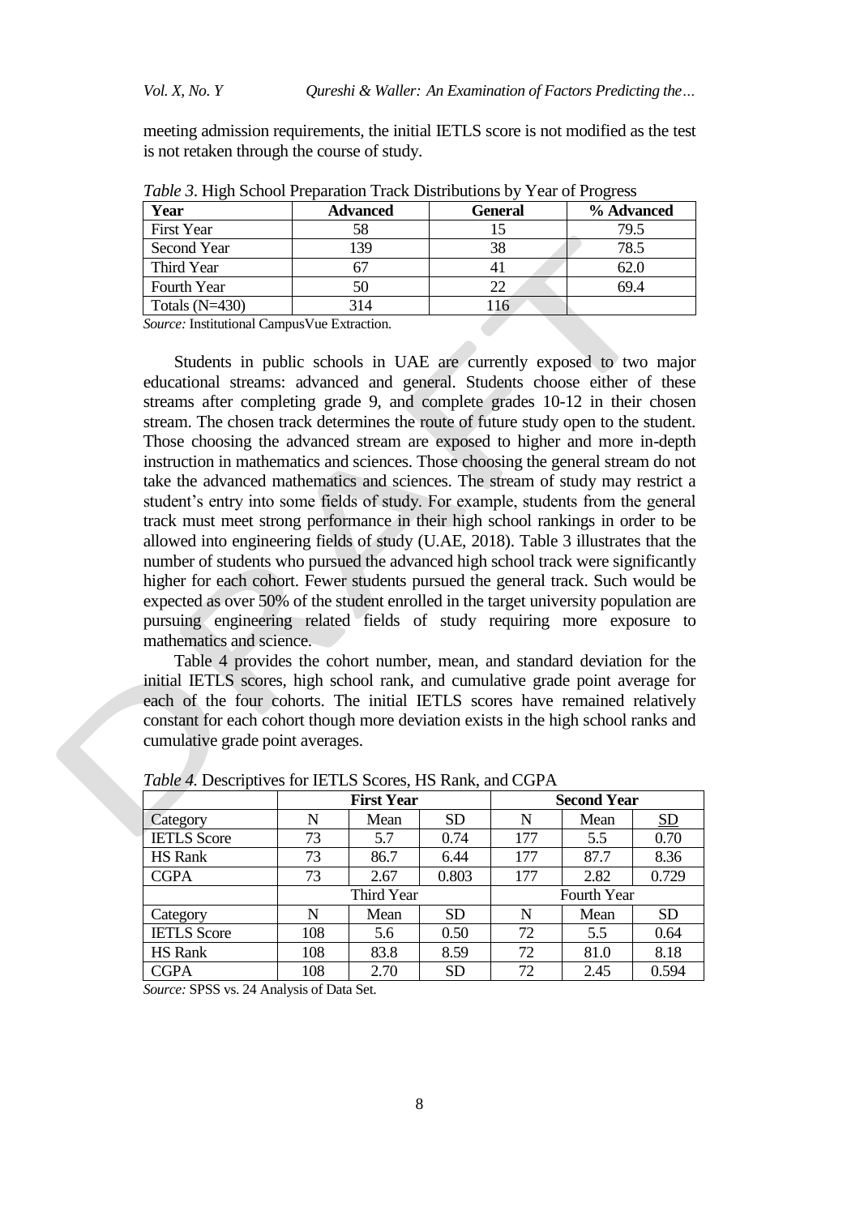meeting admission requirements, the initial IETLS score is not modified as the test is not retaken through the course of study.

*Table 3.* High School Preparation Track Distributions by Year of Progress

| Year | Advanced | General | % Advanced |
|---|---|---|---|
| First Year | 58 | 15 | 79.5 |
| Second Year | 139 | 38 | 78.5 |
| Third Year | 67 | 41 | 62.0 |
| Fourth Year | 50 | 22 | 69.4 |
| Totals (N=430) | 314 | 116 | |

*Source:* Institutional CampusVue Extraction.

Students in public schools in UAE are currently exposed to two major educational streams: advanced and general. Students choose either of these streams after completing grade 9, and complete grades 10-12 in their chosen stream. The chosen track determines the route of future study open to the student. Those choosing the advanced stream are exposed to higher and more in-depth instruction in mathematics and sciences. Those choosing the general stream do not take the advanced mathematics and sciences. The stream of study may restrict a student's entry into some fields of study. For example, students from the general track must meet strong performance in their high school rankings in order to be allowed into engineering fields of study (U.AE, 2018). Table 3 illustrates that the number of students who pursued the advanced high school track were significantly higher for each cohort. Fewer students pursued the general track. Such would be expected as over 50% of the student enrolled in the target university population are pursuing engineering related fields of study requiring more exposure to mathematics and science.

Table 4 provides the cohort number, mean, and standard deviation for the initial IETLS scores, high school rank, and cumulative grade point average for each of the four cohorts. The initial IETLS scores have remained relatively constant for each cohort though more deviation exists in the high school ranks and cumulative grade point averages.

*Table 4.* Descriptives for IETLS Scores, HS Rank, and CGPA

| | **First Year** | | | **Second Year** | | |
|---|---|---|---|---|---|---|
| Category | N | Mean | SD | N | Mean | SD |
| IETLS Score | 73 | 5.7 | 0.74 | 177 | 5.5 | 0.70 |
| HS Rank | 73 | 86.7 | 6.44 | 177 | 87.7 | 8.36 |
| CGPA | 73 | 2.67 | 0.803 | 177 | 2.82 | 0.729 |
| | Third Year | | | Fourth Year | | |
| Category | N | Mean | SD | N | Mean | SD |
| IETLS Score | 108 | 5.6 | 0.50 | 72 | 5.5 | 0.64 |
| HS Rank | 108 | 83.8 | 8.59 | 72 | 81.0 | 8.18 |
| CGPA | 108 | 2.70 | SD | 72 | 2.45 | 0.594 |

*Source:* SPSS vs. 24 Analysis of Data Set.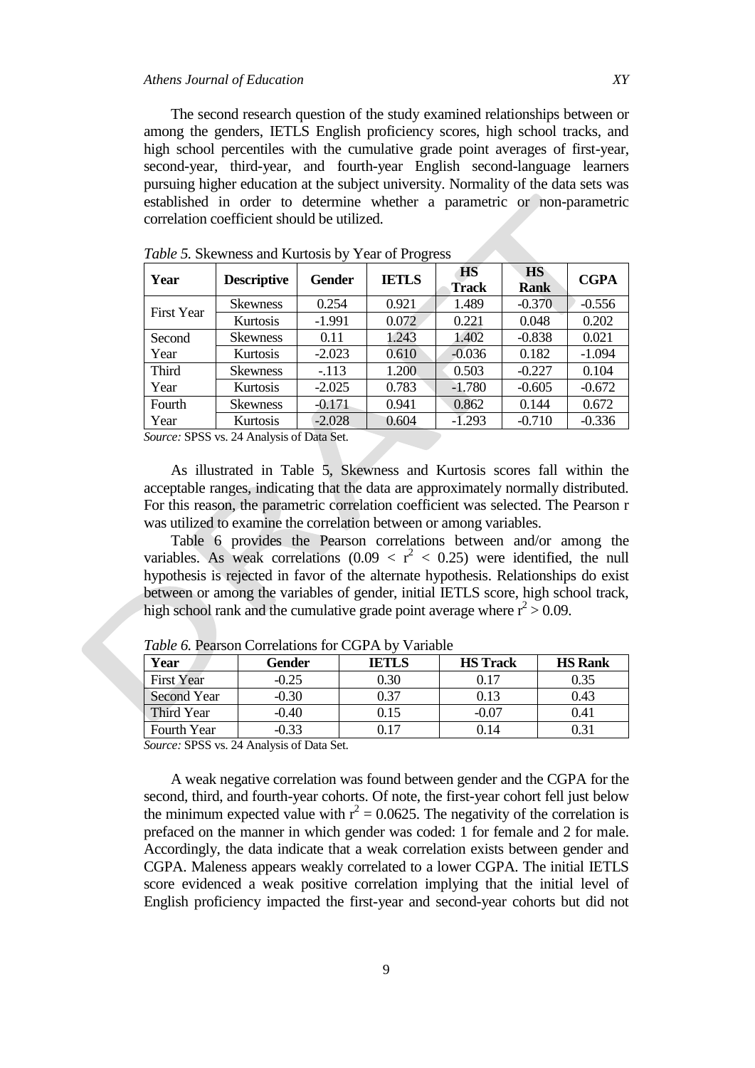The second research question of the study examined relationships between or among the genders, IETLS English proficiency scores, high school tracks, and high school percentiles with the cumulative grade point averages of first-year, second-year, third-year, and fourth-year English second-language learners pursuing higher education at the subject university. Normality of the data sets was established in order to determine whether a parametric or non-parametric correlation coefficient should be utilized.

*Table 5.* Skewness and Kurtosis by Year of Progress

| Year | Descriptive | Gender | IETLS | HS Track | HS Rank | CGPA |
|---|---|---|---|---|---|---|
| First Year | Skewness | 0.254 | 0.921 | 1.489 | -0.370 | -0.556 |
| | Kurtosis | -1.991 | 0.072 | 0.221 | 0.048 | 0.202 |
| Second Year | Skewness | 0.11 | 1.243 | 1.402 | -0.838 | 0.021 |
| | Kurtosis | -2.023 | 0.610 | -0.036 | 0.182 | -1.094 |
| Third Year | Skewness | -.113 | 1.200 | 0.503 | -0.227 | 0.104 |
| | Kurtosis | -2.025 | 0.783 | -1.780 | -0.605 | -0.672 |
| Fourth Year | Skewness | -0.171 | 0.941 | 0.862 | 0.144 | 0.672 |
| | Kurtosis | -2.028 | 0.604 | -1.293 | -0.710 | -0.336 |

*Source:* SPSS vs. 24 Analysis of Data Set.

As illustrated in Table 5, Skewness and Kurtosis scores fall within the acceptable ranges, indicating that the data are approximately normally distributed. For this reason, the parametric correlation coefficient was selected. The Pearson r was utilized to examine the correlation between or among variables.

Table 6 provides the Pearson correlations between and/or among the variables. As weak correlations ($0.09 < r^2 < 0.25$) were identified, the null hypothesis is rejected in favor of the alternate hypothesis. Relationships do exist between or among the variables of gender, initial IETLS score, high school track, high school rank and the cumulative grade point average where $r^2 > 0.09$.

*Table 6.* Pearson Correlations for CGPA by Variable

| Year | Gender | IETLS | HS Track | HS Rank |
|---|---|---|---|---|
| First Year | -0.25 | 0.30 | 0.17 | 0.35 |
| Second Year | -0.30 | 0.37 | 0.13 | 0.43 |
| Third Year | -0.40 | 0.15 | -0.07 | 0.41 |
| Fourth Year | -0.33 | 0.17 | 0.14 | 0.31 |

*Source:* SPSS vs. 24 Analysis of Data Set.

A weak negative correlation was found between gender and the CGPA for the second, third, and fourth-year cohorts. Of note, the first-year cohort fell just below the minimum expected value with $r^2 = 0.0625$. The negativity of the correlation is prefaced on the manner in which gender was coded: 1 for female and 2 for male. Accordingly, the data indicate that a weak correlation exists between gender and CGPA. Maleness appears weakly correlated to a lower CGPA. The initial IETLS score evidenced a weak positive correlation implying that the initial level of English proficiency impacted the first-year and second-year cohorts but did not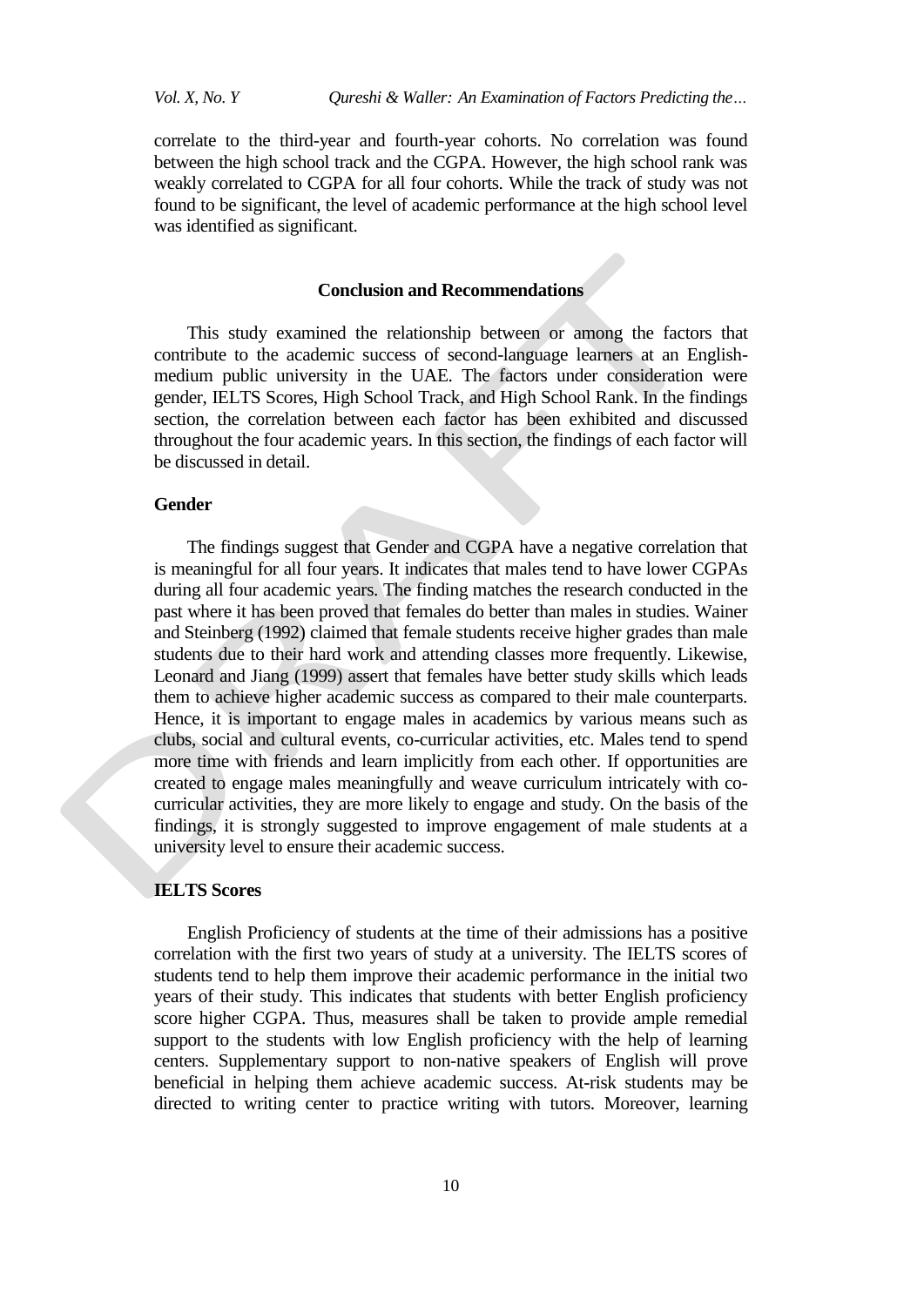correlate to the third-year and fourth-year cohorts. No correlation was found between the high school track and the CGPA. However, the high school rank was weakly correlated to CGPA for all four cohorts. While the track of study was not found to be significant, the level of academic performance at the high school level was identified as significant.

## Conclusion and Recommendations

This study examined the relationship between or among the factors that contribute to the academic success of second-language learners at an English-medium public university in the UAE. The factors under consideration were gender, IELTS Scores, High School Track, and High School Rank. In the findings section, the correlation between each factor has been exhibited and discussed throughout the four academic years. In this section, the findings of each factor will be discussed in detail.

### Gender

The findings suggest that Gender and CGPA have a negative correlation that is meaningful for all four years. It indicates that males tend to have lower CGPAs during all four academic years. The finding matches the research conducted in the past where it has been proved that females do better than males in studies. Wainer and Steinberg (1992) claimed that female students receive higher grades than male students due to their hard work and attending classes more frequently. Likewise, Leonard and Jiang (1999) assert that females have better study skills which leads them to achieve higher academic success as compared to their male counterparts. Hence, it is important to engage males in academics by various means such as clubs, social and cultural events, co-curricular activities, etc. Males tend to spend more time with friends and learn implicitly from each other. If opportunities are created to engage males meaningfully and weave curriculum intricately with co-curricular activities, they are more likely to engage and study. On the basis of the findings, it is strongly suggested to improve engagement of male students at a university level to ensure their academic success.

### IELTS Scores

English Proficiency of students at the time of their admissions has a positive correlation with the first two years of study at a university. The IELTS scores of students tend to help them improve their academic performance in the initial two years of their study. This indicates that students with better English proficiency score higher CGPA. Thus, measures shall be taken to provide ample remedial support to the students with low English proficiency with the help of learning centers. Supplementary support to non-native speakers of English will prove beneficial in helping them achieve academic success. At-risk students may be directed to writing center to practice writing with tutors. Moreover, learning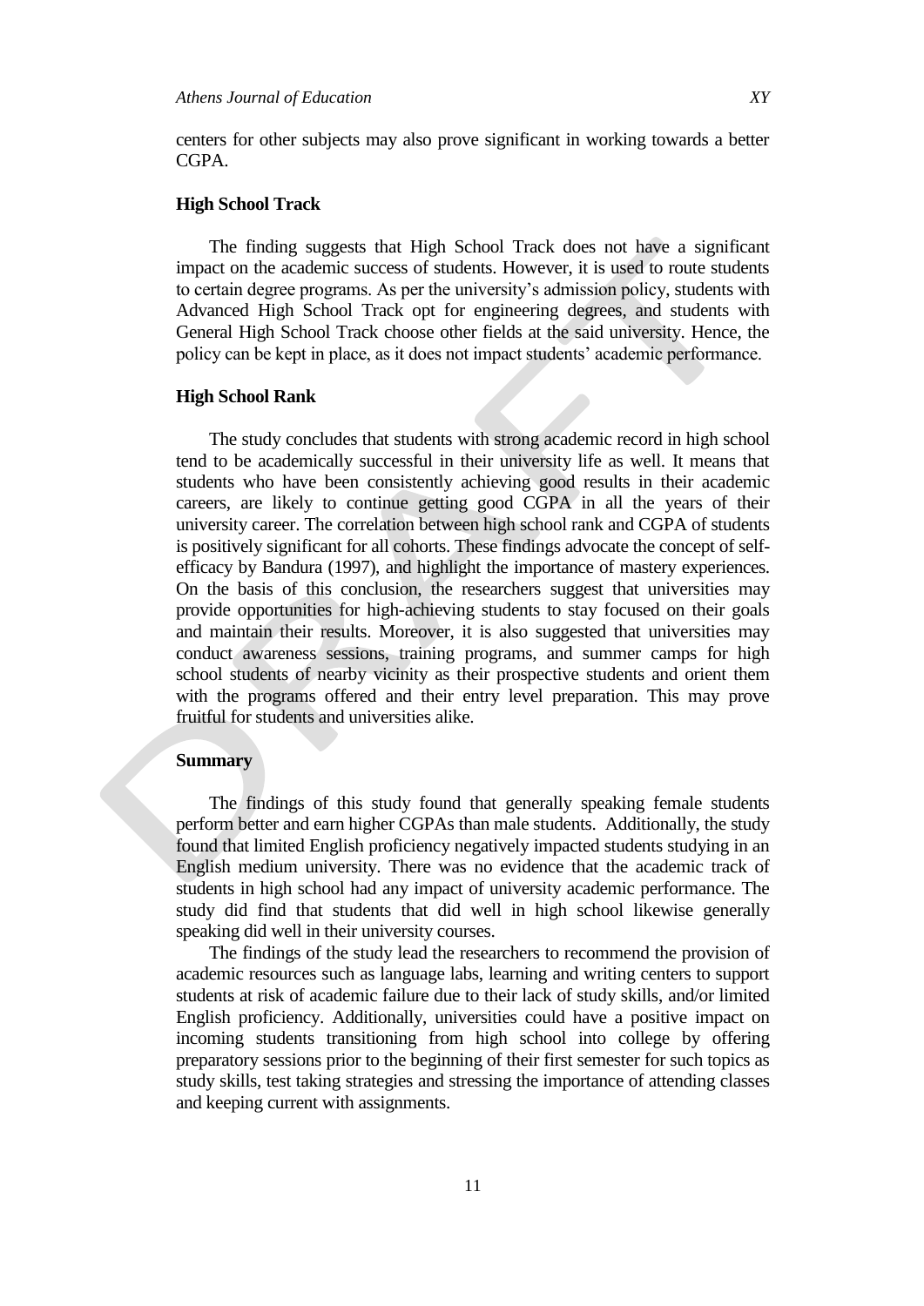centers for other subjects may also prove significant in working towards a better CGPA.

### High School Track

The finding suggests that High School Track does not have a significant impact on the academic success of students. However, it is used to route students to certain degree programs. As per the university's admission policy, students with Advanced High School Track opt for engineering degrees, and students with General High School Track choose other fields at the said university. Hence, the policy can be kept in place, as it does not impact students' academic performance.

### High School Rank

The study concludes that students with strong academic record in high school tend to be academically successful in their university life as well. It means that students who have been consistently achieving good results in their academic careers, are likely to continue getting good CGPA in all the years of their university career. The correlation between high school rank and CGPA of students is positively significant for all cohorts. These findings advocate the concept of self-efficacy by Bandura (1997), and highlight the importance of mastery experiences. On the basis of this conclusion, the researchers suggest that universities may provide opportunities for high-achieving students to stay focused on their goals and maintain their results. Moreover, it is also suggested that universities may conduct awareness sessions, training programs, and summer camps for high school students of nearby vicinity as their prospective students and orient them with the programs offered and their entry level preparation. This may prove fruitful for students and universities alike.

### Summary

The findings of this study found that generally speaking female students perform better and earn higher CGPAs than male students. Additionally, the study found that limited English proficiency negatively impacted students studying in an English medium university. There was no evidence that the academic track of students in high school had any impact of university academic performance. The study did find that students that did well in high school likewise generally speaking did well in their university courses.

The findings of the study lead the researchers to recommend the provision of academic resources such as language labs, learning and writing centers to support students at risk of academic failure due to their lack of study skills, and/or limited English proficiency. Additionally, universities could have a positive impact on incoming students transitioning from high school into college by offering preparatory sessions prior to the beginning of their first semester for such topics as study skills, test taking strategies and stressing the importance of attending classes and keeping current with assignments.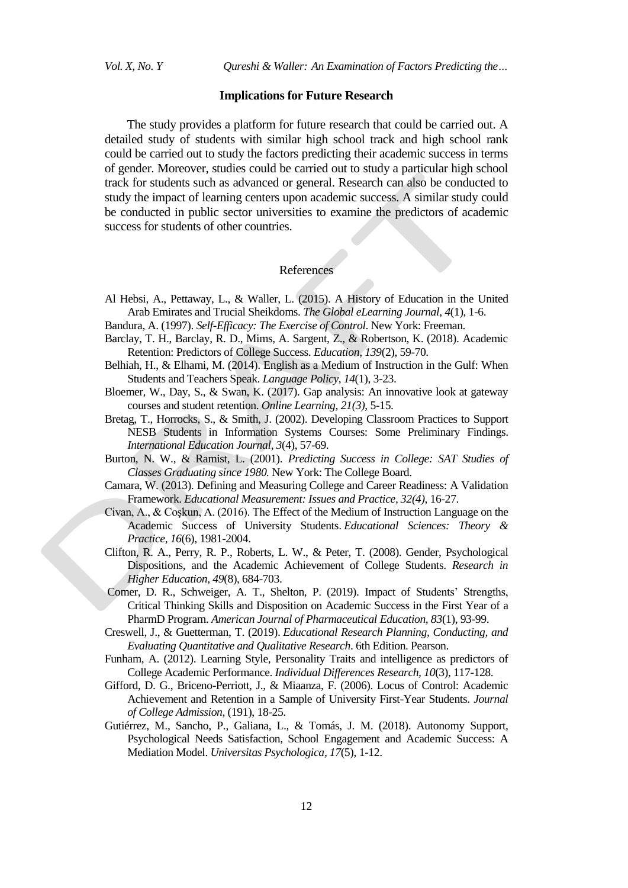### Implications for Future Research

The study provides a platform for future research that could be carried out. A detailed study of students with similar high school track and high school rank could be carried out to study the factors predicting their academic success in terms of gender. Moreover, studies could be carried out to study a particular high school track for students such as advanced or general. Research can also be conducted to study the impact of learning centers upon academic success. A similar study could be conducted in public sector universities to examine the predictors of academic success for students of other countries.

## References

Al Hebsi, A., Pettaway, L., & Waller, L. (2015). A History of Education in the United Arab Emirates and Trucial Sheikdoms. *The Global eLearning Journal*, *4*(1), 1-6.

Bandura, A. (1997). *Self-Efficacy: The Exercise of Control*. New York: Freeman.

Barclay, T. H., Barclay, R. D., Mims, A. Sargent, Z., & Robertson, K. (2018). Academic Retention: Predictors of College Success. *Education*, *139*(2), 59-70.

Belhiah, H., & Elhami, M. (2014). English as a Medium of Instruction in the Gulf: When Students and Teachers Speak. *Language Policy*, *14*(1), 3-23.

Bloemer, W., Day, S., & Swan, K. (2017). Gap analysis: An innovative look at gateway courses and student retention. *Online Learning, 21(3)*, 5-15.

Bretag, T., Horrocks, S., & Smith, J. (2002). Developing Classroom Practices to Support NESB Students in Information Systems Courses: Some Preliminary Findings. *International Education Journal*, *3*(4), 57-69.

Burton, N. W., & Ramist, L. (2001). *Predicting Success in College: SAT Studies of Classes Graduating since 1980.* New York: The College Board.

Camara, W. (2013). Defining and Measuring College and Career Readiness: A Validation Framework. *Educational Measurement: Issues and Practice, 32(4)*, 16-27.

Civan, A., & Coşkun, A. (2016). The Effect of the Medium of Instruction Language on the Academic Success of University Students. *Educational Sciences: Theory & Practice*, *16*(6), 1981-2004.

Clifton, R. A., Perry, R. P., Roberts, L. W., & Peter, T. (2008). Gender, Psychological Dispositions, and the Academic Achievement of College Students. *Research in Higher Education, 49*(8), 684-703.

Comer, D. R., Schweiger, A. T., Shelton, P. (2019). Impact of Students' Strengths, Critical Thinking Skills and Disposition on Academic Success in the First Year of a PharmD Program. *American Journal of Pharmaceutical Education, 83*(1), 93-99.

Creswell, J., & Guetterman, T. (2019). *Educational Research Planning, Conducting, and Evaluating Quantitative and Qualitative Research*. 6th Edition. Pearson.

Funham, A. (2012). Learning Style, Personality Traits and intelligence as predictors of College Academic Performance. *Individual Differences Research, 10*(3), 117-128.

Gifford, D. G., Briceno-Perriott, J., & Miaanza, F. (2006). Locus of Control: Academic Achievement and Retention in a Sample of University First-Year Students. *Journal of College Admission*, (191), 18-25.

Gutiérrez, M., Sancho, P., Galiana, L., & Tomás, J. M. (2018). Autonomy Support, Psychological Needs Satisfaction, School Engagement and Academic Success: A Mediation Model. *Universitas Psychologica*, *17*(5), 1-12.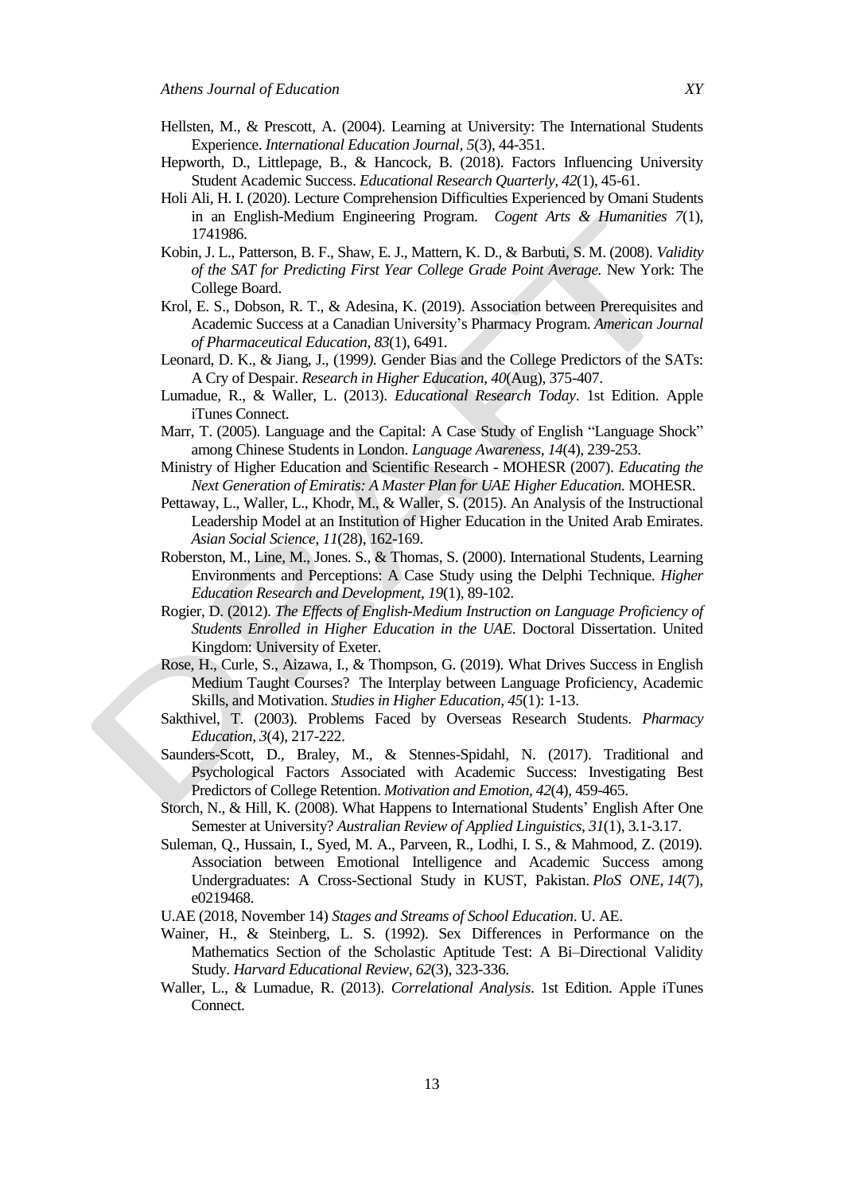Hellsten, M., & Prescott, A. (2004). Learning at University: The International Students Experience. *International Education Journal, 5*(3), 44-351.

Hepworth, D., Littlepage, B., & Hancock, B. (2018). Factors Influencing University Student Academic Success. *Educational Research Quarterly, 42*(1), 45-61.

Holi Ali, H. I. (2020). Lecture Comprehension Difficulties Experienced by Omani Students in an English-Medium Engineering Program. *Cogent Arts & Humanities 7*(1), 1741986.

Kobin, J. L., Patterson, B. F., Shaw, E. J., Mattern, K. D., & Barbuti, S. M. (2008). *Validity of the SAT for Predicting First Year College Grade Point Average.* New York: The College Board.

Krol, E. S., Dobson, R. T., & Adesina, K. (2019). Association between Prerequisites and Academic Success at a Canadian University's Pharmacy Program. *American Journal of Pharmaceutical Education, 83*(1), 6491.

Leonard, D. K., & Jiang, J., (1999*).* Gender Bias and the College Predictors of the SATs: A Cry of Despair. *Research in Higher Education*, *40*(Aug), 375-407.

Lumadue, R., & Waller, L. (2013). *Educational Research Today*. 1st Edition. Apple iTunes Connect.

Marr, T. (2005). Language and the Capital: A Case Study of English "Language Shock" among Chinese Students in London. *Language Awareness, 14*(4), 239-253.

Ministry of Higher Education and Scientific Research - MOHESR (2007). *Educating the Next Generation of Emiratis: A Master Plan for UAE Higher Education.* MOHESR.

Pettaway, L., Waller, L., Khodr, M., & Waller, S. (2015). An Analysis of the Instructional Leadership Model at an Institution of Higher Education in the United Arab Emirates. *Asian Social Science*, *11*(28), 162-169.

Roberston, M., Line, M., Jones. S., & Thomas, S. (2000). International Students, Learning Environments and Perceptions: A Case Study using the Delphi Technique. *Higher Education Research and Development*, *19*(1), 89-102.

Rogier, D. (2012). *The Effects of English-Medium Instruction on Language Proficiency of Students Enrolled in Higher Education in the UAE*. Doctoral Dissertation. United Kingdom: University of Exeter.

Rose, H., Curle, S., Aizawa, I., & Thompson, G. (2019). What Drives Success in English Medium Taught Courses? The Interplay between Language Proficiency, Academic Skills, and Motivation. *Studies in Higher Education, 45*(1): 1-13.

Sakthivel, T. (2003). Problems Faced by Overseas Research Students. *Pharmacy Education, 3*(4), 217-222.

Saunders-Scott, D., Braley, M., & Stennes-Spidahl, N. (2017). Traditional and Psychological Factors Associated with Academic Success: Investigating Best Predictors of College Retention. *Motivation and Emotion*, *42*(4), 459-465.

Storch, N., & Hill, K. (2008). What Happens to International Students' English After One Semester at University? *Australian Review of Applied Linguistics*, *31*(1), 3.1-3.17.

Suleman, Q., Hussain, I., Syed, M. A., Parveen, R., Lodhi, I. S., & Mahmood, Z. (2019). Association between Emotional Intelligence and Academic Success among Undergraduates: A Cross-Sectional Study in KUST, Pakistan. *PloS ONE*, *14*(7), e0219468.

U.AE (2018, November 14) *Stages and Streams of School Education*. U. AE.

Wainer, H., & Steinberg, L. S. (1992). Sex Differences in Performance on the Mathematics Section of the Scholastic Aptitude Test: A Bi–Directional Validity Study. *Harvard Educational Review*, *62*(3), 323-336.

Waller, L., & Lumadue, R. (2013). *Correlational Analysis*. 1st Edition. Apple iTunes Connect.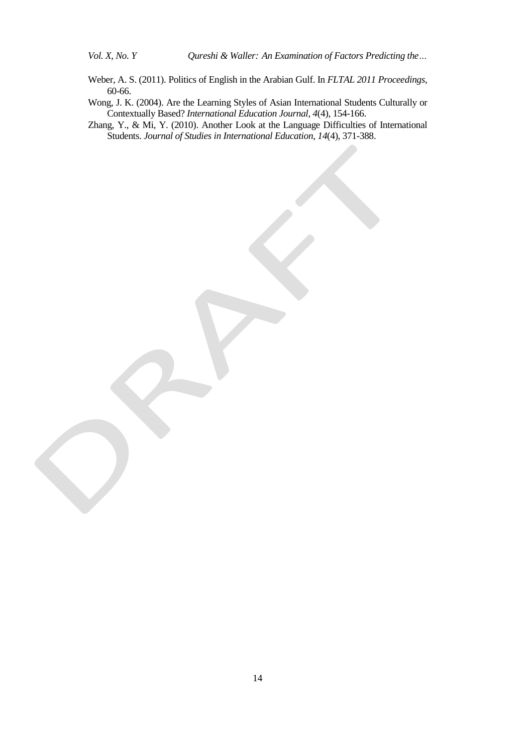Weber, A. S. (2011). Politics of English in the Arabian Gulf. In *FLTAL 2011 Proceedings*, 60-66.

Wong, J. K. (2004). Are the Learning Styles of Asian International Students Culturally or Contextually Based? *International Education Journal*, *4*(4), 154-166.

Zhang, Y., & Mi, Y. (2010). Another Look at the Language Difficulties of International Students. *Journal of Studies in International Education*, *14*(4), 371-388.